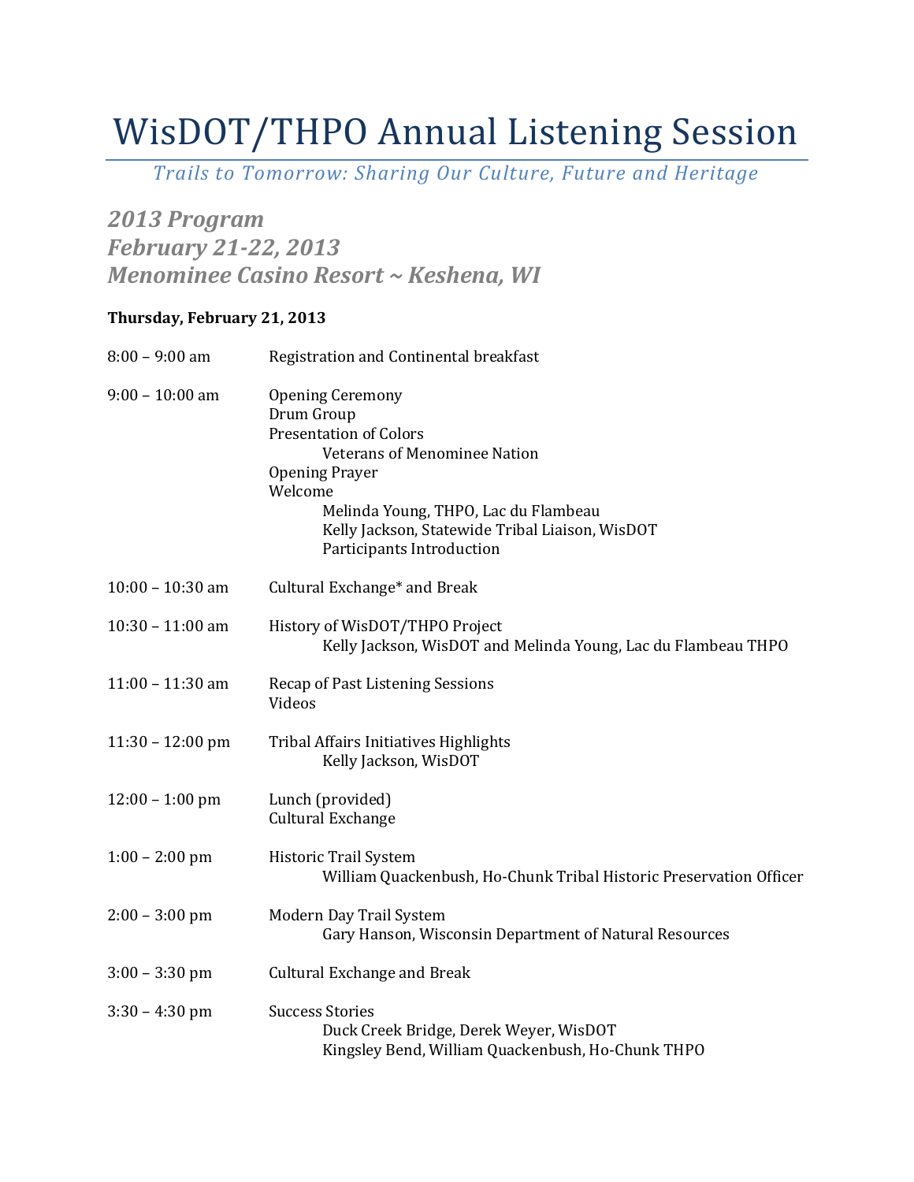# WisDOT/THPO Annual Listening Session

*Trails to Tomorrow: Sharing Our Culture, Future and Heritage*

## *2013 Program*
## *February 21-22, 2013*
## *Menominee Casino Resort ~ Keshena, WI*

**Thursday, February 21, 2013**

| | |
|---|---|
| 8:00 – 9:00 am | Registration and Continental breakfast |
| 9:00 – 10:00 am | Opening Ceremony<br>Drum Group<br>Presentation of Colors<br>&nbsp;&nbsp;&nbsp;&nbsp;Veterans of Menominee Nation<br>Opening Prayer<br>Welcome<br>&nbsp;&nbsp;&nbsp;&nbsp;Melinda Young, THPO, Lac du Flambeau<br>&nbsp;&nbsp;&nbsp;&nbsp;Kelly Jackson, Statewide Tribal Liaison, WisDOT<br>&nbsp;&nbsp;&nbsp;&nbsp;Participants Introduction |
| 10:00 – 10:30 am | Cultural Exchange* and Break |
| 10:30 – 11:00 am | History of WisDOT/THPO Project<br>&nbsp;&nbsp;&nbsp;&nbsp;Kelly Jackson, WisDOT and Melinda Young, Lac du Flambeau THPO |
| 11:00 – 11:30 am | Recap of Past Listening Sessions<br>Videos |
| 11:30 – 12:00 pm | Tribal Affairs Initiatives Highlights<br>&nbsp;&nbsp;&nbsp;&nbsp;Kelly Jackson, WisDOT |
| 12:00 – 1:00 pm | Lunch (provided)<br>Cultural Exchange |
| 1:00 – 2:00 pm | Historic Trail System<br>&nbsp;&nbsp;&nbsp;&nbsp;William Quackenbush, Ho-Chunk Tribal Historic Preservation Officer |
| 2:00 – 3:00 pm | Modern Day Trail System<br>&nbsp;&nbsp;&nbsp;&nbsp;Gary Hanson, Wisconsin Department of Natural Resources |
| 3:00 – 3:30 pm | Cultural Exchange and Break |
| 3:30 – 4:30 pm | Success Stories<br>&nbsp;&nbsp;&nbsp;&nbsp;Duck Creek Bridge, Derek Weyer, WisDOT<br>&nbsp;&nbsp;&nbsp;&nbsp;Kingsley Bend, William Quackenbush, Ho-Chunk THPO |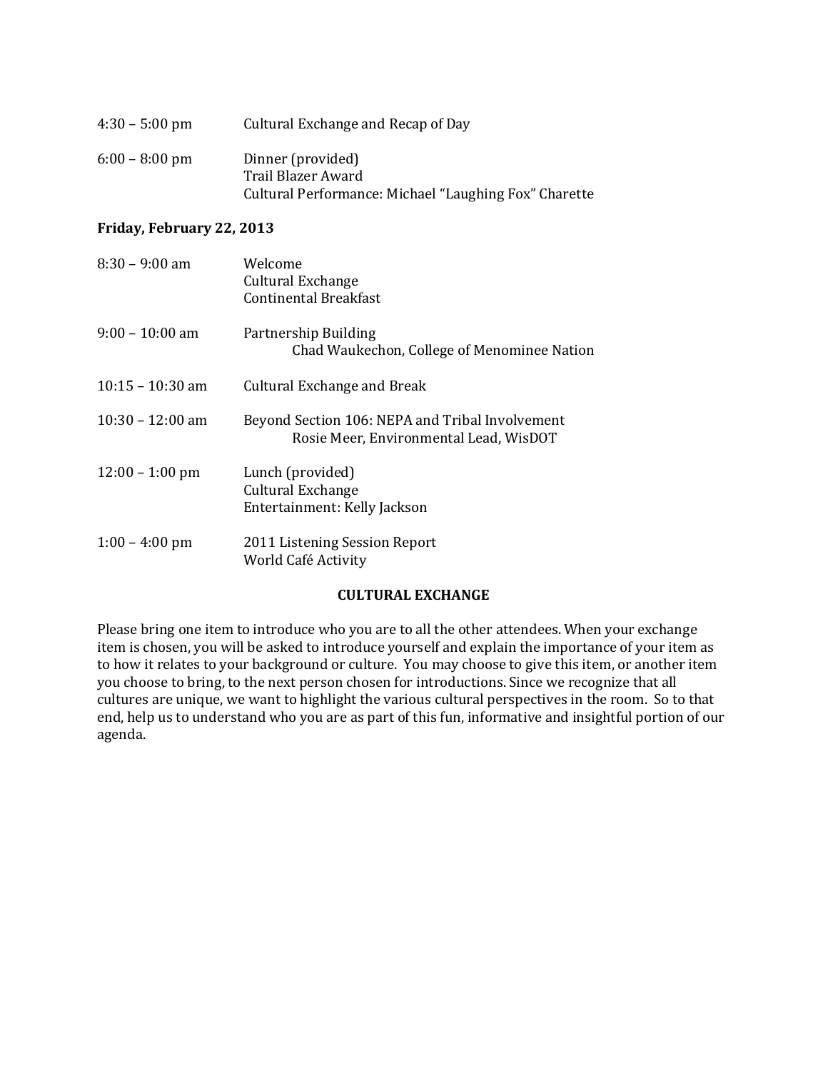| | |
|---|---|
| 4:30 – 5:00 pm | Cultural Exchange and Recap of Day |
| 6:00 – 8:00 pm | Dinner (provided)<br>Trail Blazer Award<br>Cultural Performance: Michael "Laughing Fox" Charette |

**Friday, February 22, 2013**

| | |
|---|---|
| 8:30 – 9:00 am | Welcome<br>Cultural Exchange<br>Continental Breakfast |
| 9:00 – 10:00 am | Partnership Building<br>Chad Waukechon, College of Menominee Nation |
| 10:15 – 10:30 am | Cultural Exchange and Break |
| 10:30 – 12:00 am | Beyond Section 106: NEPA and Tribal Involvement<br>Rosie Meer, Environmental Lead, WisDOT |
| 12:00 – 1:00 pm | Lunch (provided)<br>Cultural Exchange<br>Entertainment: Kelly Jackson |
| 1:00 – 4:00 pm | 2011 Listening Session Report<br>World Café Activity |

## CULTURAL EXCHANGE

Please bring one item to introduce who you are to all the other attendees. When your exchange item is chosen, you will be asked to introduce yourself and explain the importance of your item as to how it relates to your background or culture. You may choose to give this item, or another item you choose to bring, to the next person chosen for introductions. Since we recognize that all cultures are unique, we want to highlight the various cultural perspectives in the room. So to that end, help us to understand who you are as part of this fun, informative and insightful portion of our agenda.